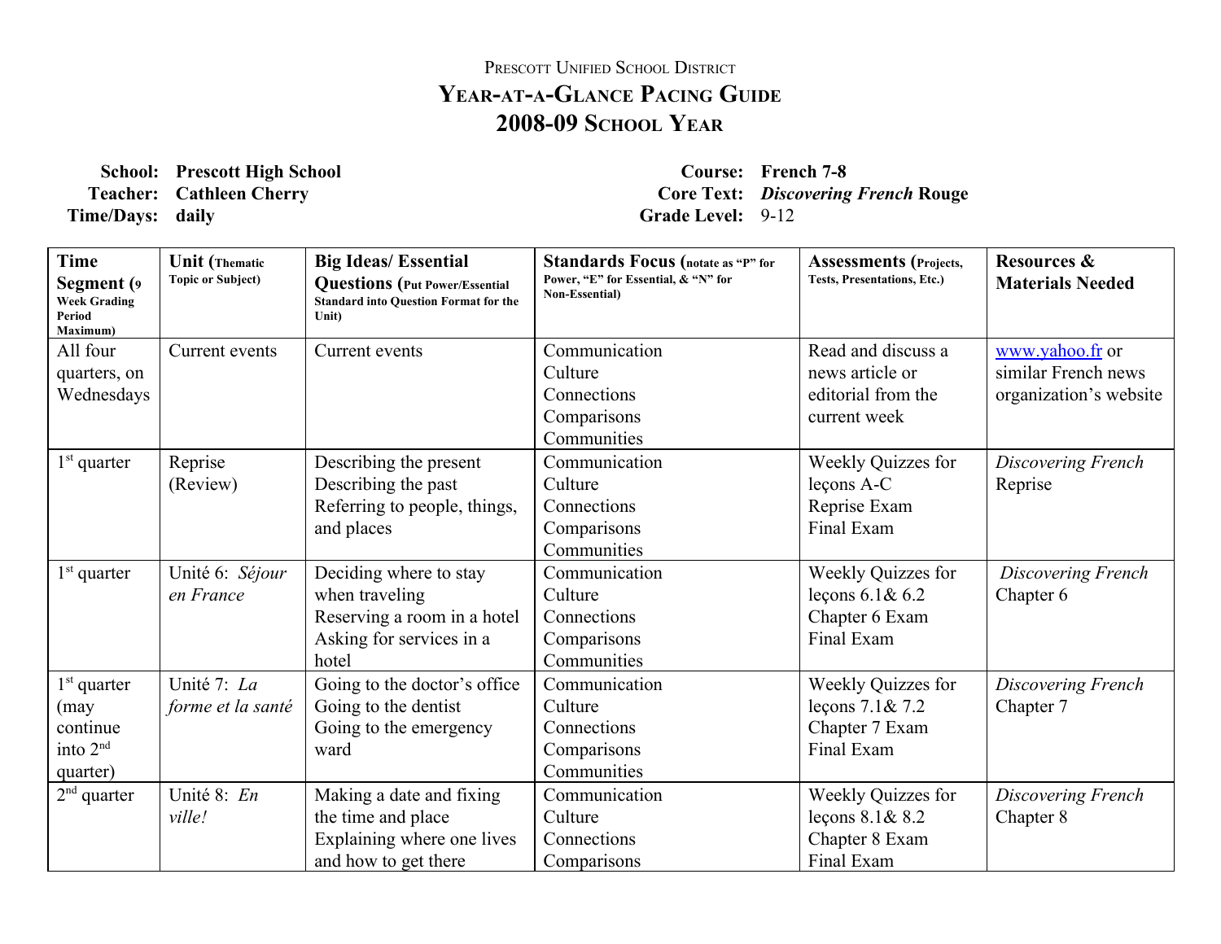Prescott Unified School District

# Year-at-a-Glance Pacing Guide

## 2008-09 School Year

**School:** **Prescott High School**
**Teacher:** **Cathleen Cherry**
**Time/Days:** **daily**

**Course:** **French 7-8**
**Core Text:** ***Discovering French* Rouge**
**Grade Level:** 9-12

| **Time Segment** (9 Week Grading Period Maximum) | **Unit** (Thematic Topic or Subject) | **Big Ideas/ Essential Questions** (Put Power/Essential Standard into Question Format for the Unit) | **Standards Focus** (notate as "P" for Power, "E" for Essential, & "N" for Non-Essential) | **Assessments** (Projects, Tests, Presentations, Etc.) | **Resources & Materials Needed** |
|---|---|---|---|---|---|
| All four quarters, on Wednesdays | Current events | Current events | Communication<br>Culture<br>Connections<br>Comparisons<br>Communities | Read and discuss a news article or editorial from the current week | www.yahoo.fr or similar French news organization's website |
| 1st quarter | Reprise (Review) | Describing the present<br>Describing the past<br>Referring to people, things, and places | Communication<br>Culture<br>Connections<br>Comparisons<br>Communities | Weekly Quizzes for leçons A-C<br>Reprise Exam<br>Final Exam | *Discovering French* Reprise |
| 1st quarter | Unité 6: *Séjour en France* | Deciding where to stay when traveling<br>Reserving a room in a hotel<br>Asking for services in a hotel | Communication<br>Culture<br>Connections<br>Comparisons<br>Communities | Weekly Quizzes for leçons 6.1& 6.2<br>Chapter 6 Exam<br>Final Exam | *Discovering French* Chapter 6 |
| 1st quarter (may continue into 2nd quarter) | Unité 7: *La forme et la santé* | Going to the doctor's office<br>Going to the dentist<br>Going to the emergency ward | Communication<br>Culture<br>Connections<br>Comparisons<br>Communities | Weekly Quizzes for leçons 7.1& 7.2<br>Chapter 7 Exam<br>Final Exam | *Discovering French* Chapter 7 |
| 2nd quarter | Unité 8: *En ville!* | Making a date and fixing the time and place<br>Explaining where one lives and how to get there | Communication<br>Culture<br>Connections<br>Comparisons | Weekly Quizzes for leçons 8.1& 8.2<br>Chapter 8 Exam<br>Final Exam | *Discovering French* Chapter 8 |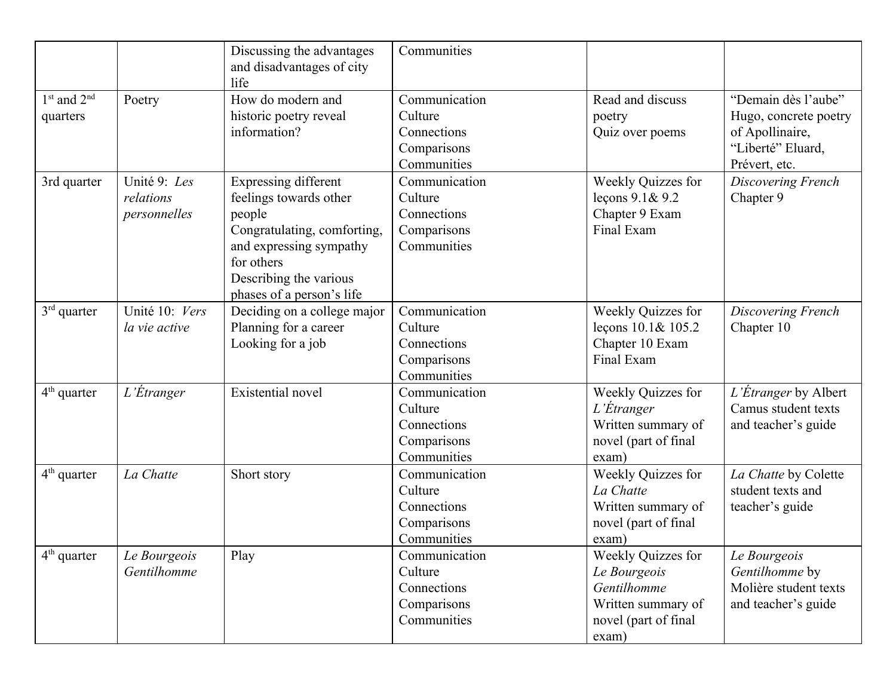| | | | | | |
|---|---|---|---|---|---|
| | | Discussing the advantages and disadvantages of city life | Communities | | |
| 1st and 2nd quarters | Poetry | How do modern and historic poetry reveal information? | Communication Culture Connections Comparisons Communities | Read and discuss poetry Quiz over poems | "Demain dès l'aube" Hugo, concrete poetry of Apollinaire, "Liberté" Eluard, Prévert, etc. |
| 3rd quarter | Unité 9: *Les relations personnelles* | Expressing different feelings towards other people Congratulating, comforting, and expressing sympathy for others Describing the various phases of a person's life | Communication Culture Connections Comparisons Communities | Weekly Quizzes for leçons 9.1& 9.2 Chapter 9 Exam Final Exam | *Discovering French* Chapter 9 |
| 3rd quarter | Unité 10: *Vers la vie active* | Deciding on a college major Planning for a career Looking for a job | Communication Culture Connections Comparisons Communities | Weekly Quizzes for leçons 10.1& 105.2 Chapter 10 Exam Final Exam | *Discovering French* Chapter 10 |
| 4th quarter | *L'Étranger* | Existential novel | Communication Culture Connections Comparisons Communities | Weekly Quizzes for *L'Étranger* Written summary of novel (part of final exam) | *L'Étranger* by Albert Camus student texts and teacher's guide |
| 4th quarter | *La Chatte* | Short story | Communication Culture Connections Comparisons Communities | Weekly Quizzes for *La Chatte* Written summary of novel (part of final exam) | *La Chatte* by Colette student texts and teacher's guide |
| 4th quarter | *Le Bourgeois Gentilhomme* | Play | Communication Culture Connections Comparisons Communities | Weekly Quizzes for *Le Bourgeois Gentilhomme* Written summary of novel (part of final exam) | *Le Bourgeois Gentilhomme* by Molière student texts and teacher's guide |